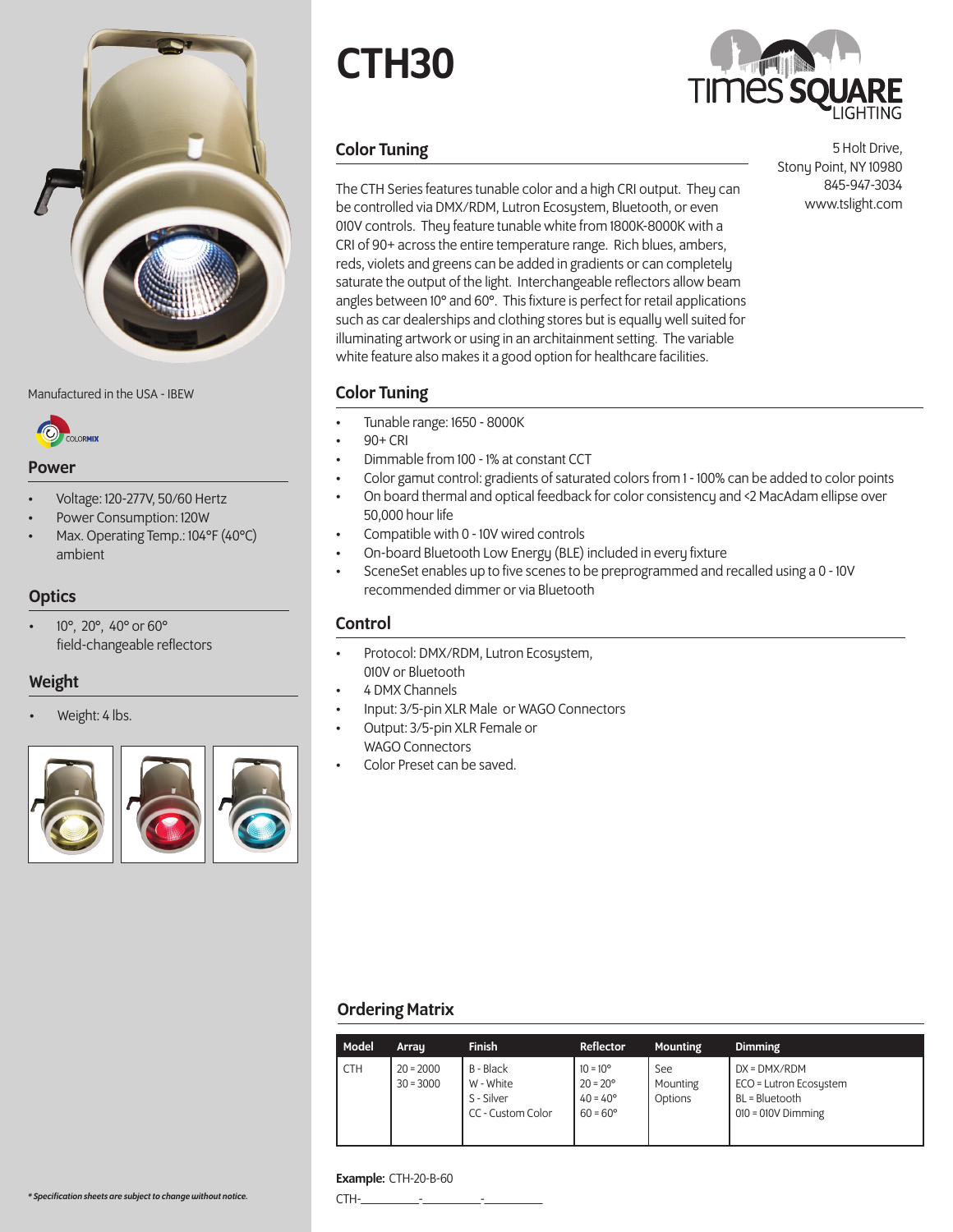# CTH30

Times Square Lighting

5 Holt Drive,
Stony Point, NY 10980
845-947-3034
www.tslight.com

## Color Tuning

The CTH Series features tunable color and a high CRI output. They can be controlled via DMX/RDM, Lutron Ecosystem, Bluetooth, or even 010V controls. They feature tunable white from 1800K-8000K with a CRI of 90+ across the entire temperature range. Rich blues, ambers, reds, violets and greens can be added in gradients or can completely saturate the output of the light. Interchangeable reflectors allow beam angles between 10° and 60°. This fixture is perfect for retail applications such as car dealerships and clothing stores but is equally well suited for illuminating artwork or using in an architainment setting. The variable white feature also makes it a good option for healthcare facilities.

Manufactured in the USA - IBEW

COLORMIX

## Power

- Voltage: 120-277V, 50/60 Hertz
- Power Consumption: 120W
- Max. Operating Temp.: 104°F (40°C) ambient

## Optics

- 10°, 20°, 40° or 60° field-changeable reflectors

## Weight

- Weight: 4 lbs.

## Color Tuning

- Tunable range: 1650 - 8000K
- 90+ CRI
- Dimmable from 100 - 1% at constant CCT
- Color gamut control: gradients of saturated colors from 1 - 100% can be added to color points
- On board thermal and optical feedback for color consistency and <2 MacAdam ellipse over 50,000 hour life
- Compatible with 0 - 10V wired controls
- On-board Bluetooth Low Energy (BLE) included in every fixture
- SceneSet enables up to five scenes to be preprogrammed and recalled using a 0 - 10V recommended dimmer or via Bluetooth

## Control

- Protocol: DMX/RDM, Lutron Ecosystem, 010V or Bluetooth
- 4 DMX Channels
- Input: 3/5-pin XLR Male or WAGO Connectors
- Output: 3/5-pin XLR Female or WAGO Connectors
- Color Preset can be saved.

## Ordering Matrix

| Model | Array | Finish | Reflector | Mounting | Dimming |
|---|---|---|---|---|---|
| CTH | 20 = 2000<br>30 = 3000 | B - Black<br>W - White<br>S - Silver<br>CC - Custom Color | 10 = 10°<br>20 = 20°<br>40 = 40°<br>60 = 60° | See Mounting Options | DX = DMX/RDM<br>ECO = Lutron Ecosystem<br>BL = Bluetooth<br>010 = 010V Dimming |

**Example:** CTH-20-B-60

CTH-\_\_\_\_\_\_\_\_\_\_-\_\_\_\_\_\_\_\_\_\_-\_\_\_\_\_\_\_\_\_\_

*\* Specification sheets are subject to change without notice.*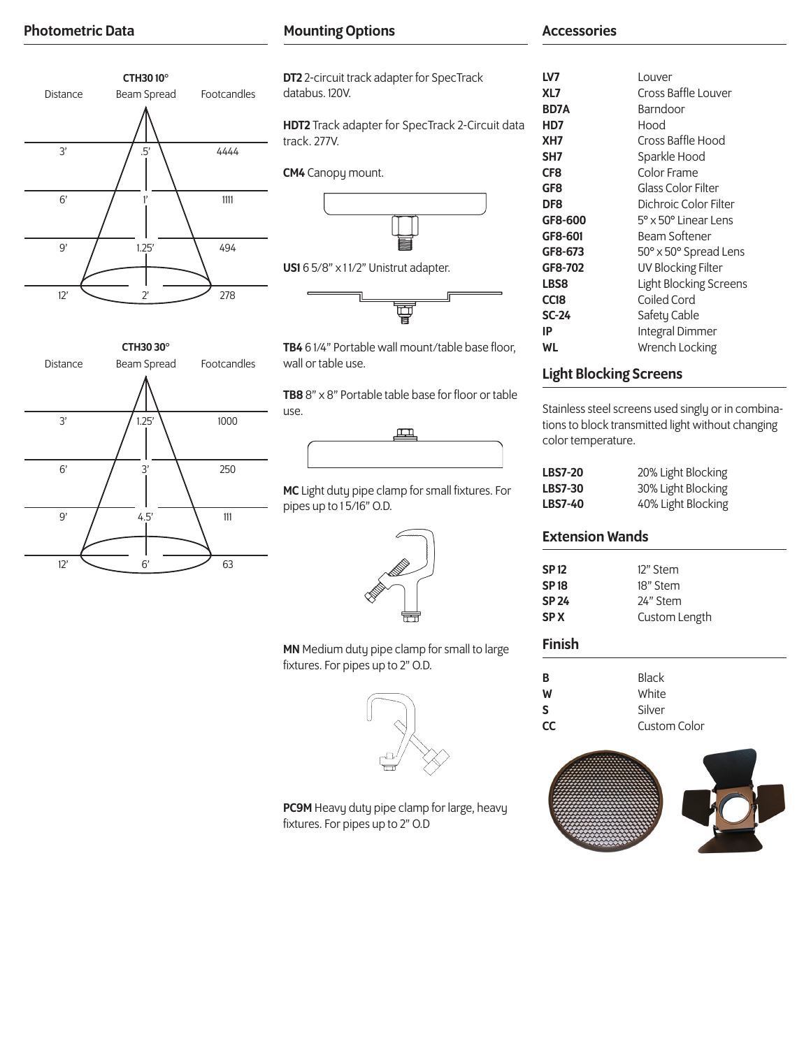## Photometric Data

CTH30 10°

Distance
Beam Spread
Footcandles

3'
.5'
4444

6'
1'
1111

9'
1.25'
494

12'
2'
278

CTH30 30°

Distance
Beam Spread
Footcandles

3'
1.25'
1000

6'
3'
250

9'
4.5'
111

12'
6'
63

## Mounting Options

**DT2** 2-circuit track adapter for SpecTrack databus. 120V.

**HDT2** Track adapter for SpecTrack 2-Circuit data track. 277V.

**CM4** Canopy mount.

**US1** 6 5/8" x 1 1/2" Unistrut adapter.

**TB4** 6 1/4" Portable wall mount/table base floor, wall or table use.

**TB8** 8" x 8" Portable table base for floor or table use.

**MC** Light duty pipe clamp for small fixtures. For pipes up to 1 5/16" O.D.

**MN** Medium duty pipe clamp for small to large fixtures. For pipes up to 2" O.D.

**PC9M** Heavy duty pipe clamp for large, heavy fixtures. For pipes up to 2" O.D

## Accessories

| | |
|---|---|
| **LV7** | Louver |
| **XL7** | Cross Baffle Louver |
| **BD7A** | Barndoor |
| **HD7** | Hood |
| **XH7** | Cross Baffle Hood |
| **SH7** | Sparkle Hood |
| **CF8** | Color Frame |
| **GF8** | Glass Color Filter |
| **DF8** | Dichroic Color Filter |
| **GF8-600** | 5° x 50° Linear Lens |
| **GF8-601** | Beam Softener |
| **GF8-673** | 50° x 50° Spread Lens |
| **GF8-702** | UV Blocking Filter |
| **LBS8** | Light Blocking Screens |
| **CC18** | Coiled Cord |
| **SC-24** | Safety Cable |
| **IP** | Integral Dimmer |
| **WL** | Wrench Locking |

## Light Blocking Screens

Stainless steel screens used singly or in combinations to block transmitted light without changing color temperature.

| | |
|---|---|
| **LBS7-20** | 20% Light Blocking |
| **LBS7-30** | 30% Light Blocking |
| **LBS7-40** | 40% Light Blocking |

## Extension Wands

| | |
|---|---|
| **SP 12** | 12" Stem |
| **SP 18** | 18" Stem |
| **SP 24** | 24" Stem |
| **SP X** | Custom Length |

## Finish

| | |
|---|---|
| **B** | Black |
| **W** | White |
| **S** | Silver |
| **CC** | Custom Color |